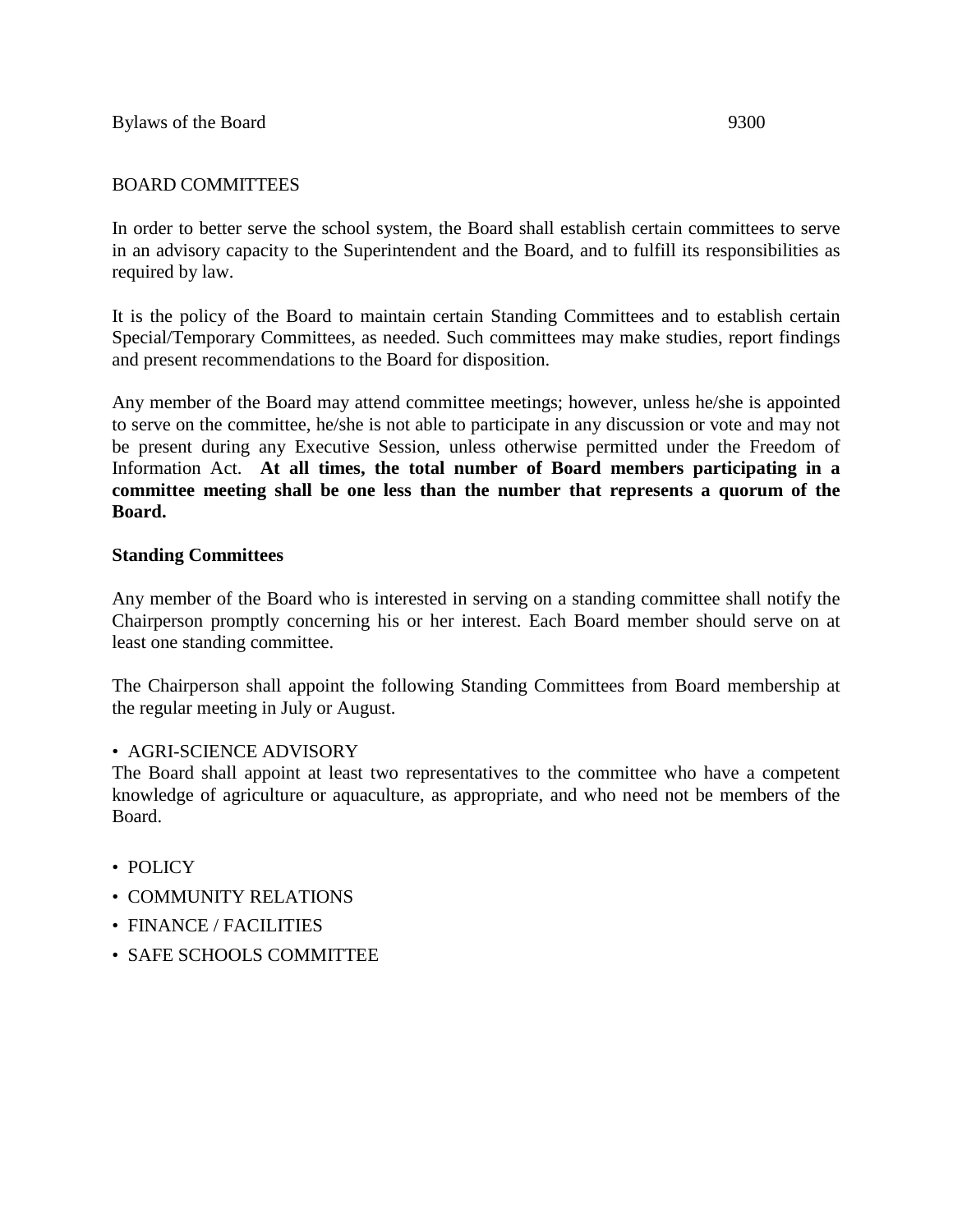Bylaws of the Board 9300

# BOARD COMMITTEES

In order to better serve the school system, the Board shall establish certain committees to serve in an advisory capacity to the Superintendent and the Board, and to fulfill its responsibilities as required by law.

It is the policy of the Board to maintain certain Standing Committees and to establish certain Special/Temporary Committees, as needed. Such committees may make studies, report findings and present recommendations to the Board for disposition.

Any member of the Board may attend committee meetings; however, unless he/she is appointed to serve on the committee, he/she is not able to participate in any discussion or vote and may not be present during any Executive Session, unless otherwise permitted under the Freedom of Information Act. **At all times, the total number of Board members participating in a committee meeting shall be one less than the number that represents a quorum of the Board.**

## Standing Committees

Any member of the Board who is interested in serving on a standing committee shall notify the Chairperson promptly concerning his or her interest. Each Board member should serve on at least one standing committee.

The Chairperson shall appoint the following Standing Committees from Board membership at the regular meeting in July or August.

- AGRI-SCIENCE ADVISORY

The Board shall appoint at least two representatives to the committee who have a competent knowledge of agriculture or aquaculture, as appropriate, and who need not be members of the Board.

- POLICY
- COMMUNITY RELATIONS
- FINANCE / FACILITIES
- SAFE SCHOOLS COMMITTEE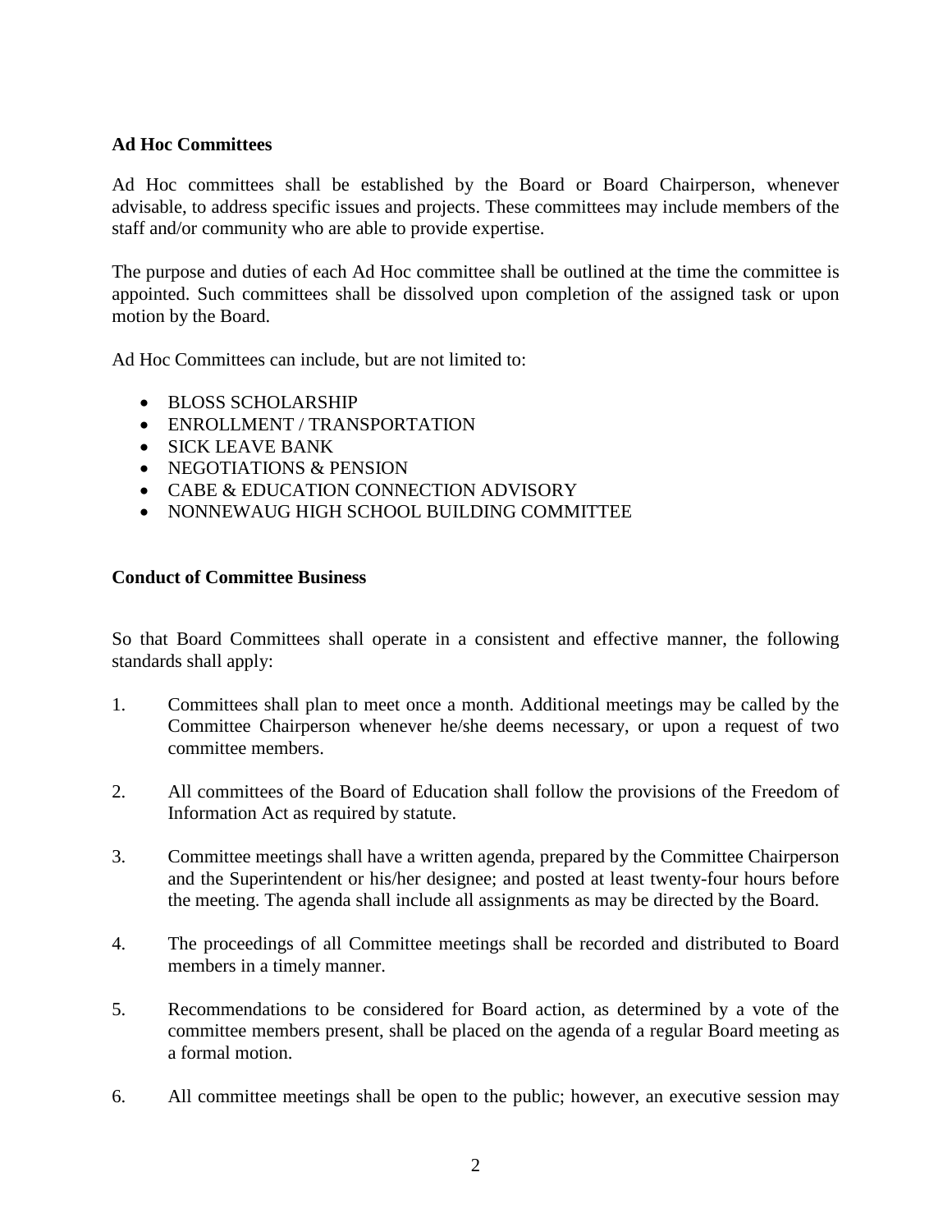### Ad Hoc Committees

Ad Hoc committees shall be established by the Board or Board Chairperson, whenever advisable, to address specific issues and projects. These committees may include members of the staff and/or community who are able to provide expertise.

The purpose and duties of each Ad Hoc committee shall be outlined at the time the committee is appointed. Such committees shall be dissolved upon completion of the assigned task or upon motion by the Board.

Ad Hoc Committees can include, but are not limited to:

- BLOSS SCHOLARSHIP
- ENROLLMENT / TRANSPORTATION
- SICK LEAVE BANK
- NEGOTIATIONS & PENSION
- CABE & EDUCATION CONNECTION ADVISORY
- NONNEWAUG HIGH SCHOOL BUILDING COMMITTEE

### Conduct of Committee Business

So that Board Committees shall operate in a consistent and effective manner, the following standards shall apply:

1. Committees shall plan to meet once a month. Additional meetings may be called by the Committee Chairperson whenever he/she deems necessary, or upon a request of two committee members.

2. All committees of the Board of Education shall follow the provisions of the Freedom of Information Act as required by statute.

3. Committee meetings shall have a written agenda, prepared by the Committee Chairperson and the Superintendent or his/her designee; and posted at least twenty-four hours before the meeting. The agenda shall include all assignments as may be directed by the Board.

4. The proceedings of all Committee meetings shall be recorded and distributed to Board members in a timely manner.

5. Recommendations to be considered for Board action, as determined by a vote of the committee members present, shall be placed on the agenda of a regular Board meeting as a formal motion.

6. All committee meetings shall be open to the public; however, an executive session may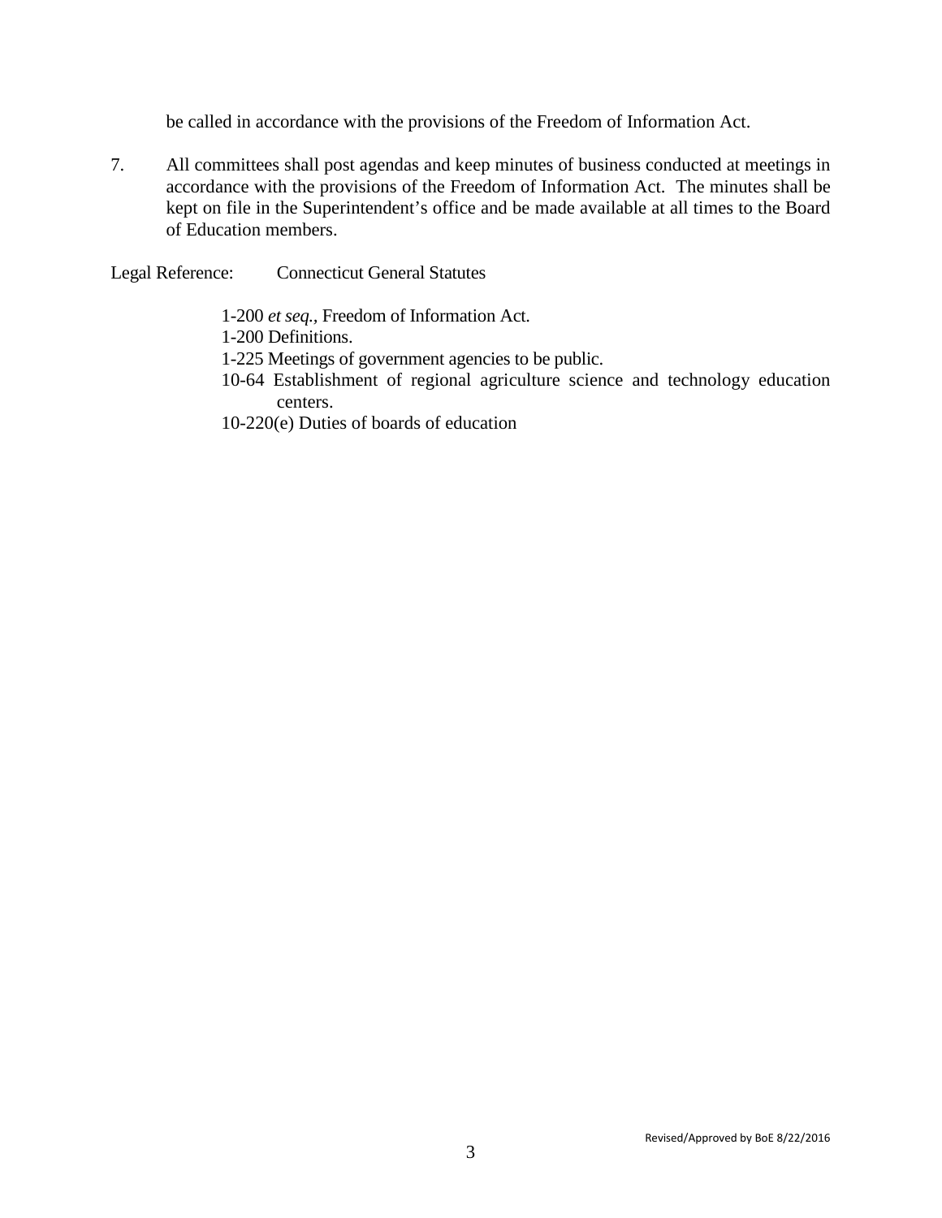be called in accordance with the provisions of the Freedom of Information Act.

7. All committees shall post agendas and keep minutes of business conducted at meetings in accordance with the provisions of the Freedom of Information Act. The minutes shall be kept on file in the Superintendent's office and be made available at all times to the Board of Education members.

Legal Reference: Connecticut General Statutes

1-200 *et seq.*, Freedom of Information Act.
1-200 Definitions.
1-225 Meetings of government agencies to be public.
10-64 Establishment of regional agriculture science and technology education centers.
10-220(e) Duties of boards of education

Revised/Approved by BoE 8/22/2016